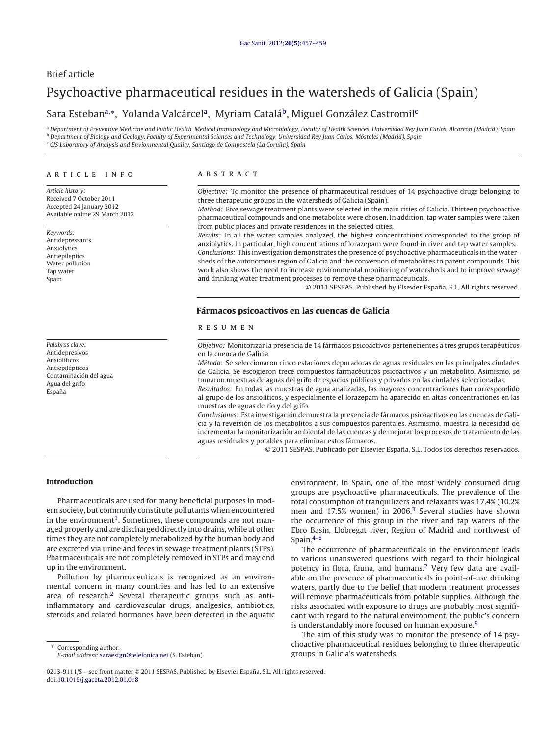Brief article

# Psychoactive pharmaceutical residues in the watersheds of Galicia (Spain)

Sara Esteban[a,*], Yolanda Valcárcel[a], Myriam Catalá[b], Miguel González Castromil[c]

[a] Department of Preventive Medicine and Public Health, Medical Immunology and Microbiology, Faculty of Health Sciences, Universidad Rey Juan Carlos, Alcorcón (Madrid), Spain
[b] Department of Biology and Geology, Faculty of Experimental Sciences and Technology, Universidad Rey Juan Carlos, Móstoles (Madrid), Spain
[c] CIS Laboratory of Analysis and Envionmental Quality, Santiago de Compostela (La Coruña), Spain

## ARTICLE INFO

*Article history:*
Received 7 October 2011
Accepted 24 January 2012
Available online 29 March 2012

*Keywords:*
Antidepressants
Anxiolytics
Antiepileptics
Water pollution
Tap water
Spain

## ABSTRACT

*Objective:* To monitor the presence of pharmaceutical residues of 14 psychoactive drugs belonging to three therapeutic groups in the watersheds of Galicia (Spain).
*Method:* Five sewage treatment plants were selected in the main cities of Galicia. Thirteen psychoactive pharmaceutical compounds and one metabolite were chosen. In addition, tap water samples were taken from public places and private residences in the selected cities.
*Results:* In all the water samples analyzed, the highest concentrations corresponded to the group of anxiolytics. In particular, high concentrations of lorazepam were found in river and tap water samples.
*Conclusions:* This investigation demonstrates the presence of psychoactive pharmaceuticals in the watersheds of the autonomous region of Galicia and the conversion of metabolites to parent compounds. This work also shows the need to increase environmental monitoring of watersheds and to improve sewage and drinking water treatment processes to remove these pharmaceuticals.

© 2011 SESPAS. Published by Elsevier España, S.L. All rights reserved.

## Fármacos psicoactivos en las cuencas de Galicia

*Palabras clave:*
Antidepresivos
Ansiolíticos
Antiepilépticos
Contaminación del agua
Agua del grifo
España

### RESUMEN

*Objetivo:* Monitorizar la presencia de 14 fármacos psicoactivos pertenecientes a tres grupos terapéuticos en la cuenca de Galicia.
*Método:* Se seleccionaron cinco estaciones depuradoras de aguas residuales en las principales ciudades de Galicia. Se escogieron trece compuestos farmacéuticos psicoactivos y un metabolito. Asimismo, se tomaron muestras de aguas del grifo de espacios públicos y privados en las ciudades seleccionadas.
*Resultados:* En todas las muestras de agua analizadas, las mayores concentraciones han correspondido al grupo de los ansiolíticos, y especialmente el lorazepam ha aparecido en altas concentraciones en las muestras de aguas de río y del grifo.
*Conclusiones:* Esta investigación demuestra la presencia de fármacos psicoactivos en las cuencas de Galicia y la reversión de los metabolitos a sus compuestos parentales. Asimismo, muestra la necesidad de incrementar la monitorización ambiental de las cuencas y de mejorar los procesos de tratamiento de las aguas residuales y potables para eliminar estos fármacos.

© 2011 SESPAS. Publicado por Elsevier España, S.L. Todos los derechos reservados.

## Introduction

Pharmaceuticals are used for many beneficial purposes in modern society, but commonly constitute pollutants when encountered in the environment[1]. Sometimes, these compounds are not managed properly and are discharged directly into drains, while at other times they are not completely metabolized by the human body and are excreted via urine and feces in sewage treatment plants (STPs). Pharmaceuticals are not completely removed in STPs and may end up in the environment.

Pollution by pharmaceuticals is recognized as an environmental concern in many countries and has led to an extensive area of research.[2] Several therapeutic groups such as anti-inflammatory and cardiovascular drugs, analgesics, antibiotics, steroids and related hormones have been detected in the aquatic environment. In Spain, one of the most widely consumed drug groups are psychoactive pharmaceuticals. The prevalence of the total consumption of tranquilizers and relaxants was 17.4% (10.2% men and 17.5% women) in 2006.[3] Several studies have shown the occurrence of this group in the river and tap waters of the Ebro Basin, Llobregat river, Region of Madrid and northwest of Spain.[4–8]

The occurrence of pharmaceuticals in the environment leads to various unanswered questions with regard to their biological potency in flora, fauna, and humans.[2] Very few data are available on the presence of pharmaceuticals in point-of-use drinking waters, partly due to the belief that modern treatment processes will remove pharmaceuticals from potable supplies. Although the risks associated with exposure to drugs are probably most significant with regard to the natural environment, the public's concern is understandably more focused on human exposure.[9]

The aim of this study was to monitor the presence of 14 psychoactive pharmaceutical residues belonging to three therapeutic groups in Galicia's watersheds.

* Corresponding author.
*E-mail address:* saraestgn@telefonica.net (S. Esteban).

0213-9111/$ – see front matter © 2011 SESPAS. Published by Elsevier España, S.L. All rights reserved.
doi:10.1016/j.gaceta.2012.01.018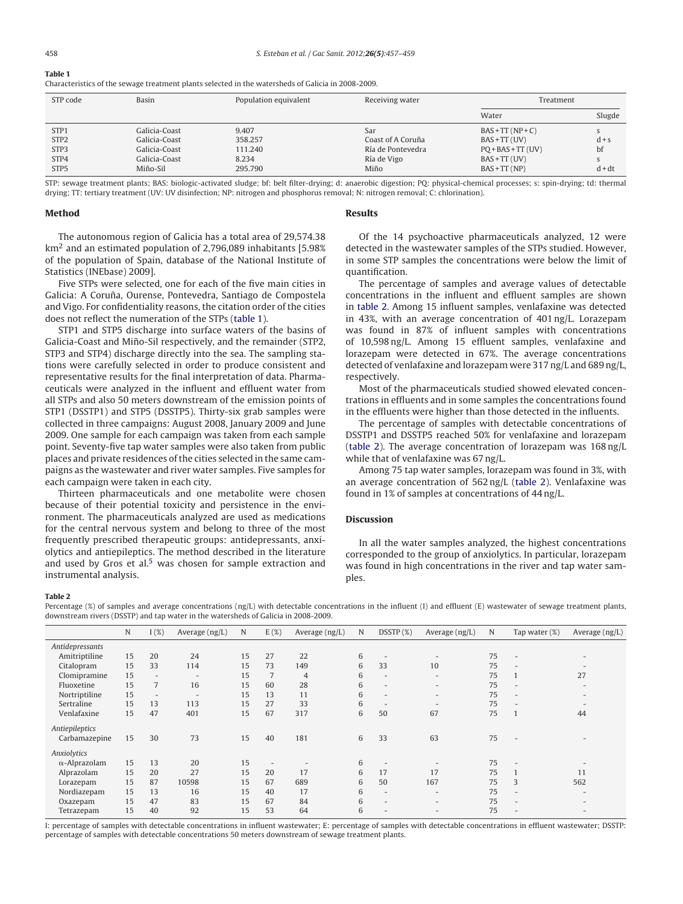**Table 1**
Characteristics of the sewage treatment plants selected in the watersheds of Galicia in 2008-2009.

| STP code | Basin | Population equivalent | Receiving water | Treatment | |
|---|---|---|---|---|---|
| | | | | Water | Slugde |
| STP1 | Galicia-Coast | 9.407 | Sar | BAS + TT (NP + C) | s |
| STP2 | Galicia-Coast | 358.257 | Coast of A Coruña | BAS + TT (UV) | d + s |
| STP3 | Galicia-Coast | 111.240 | Ría de Pontevedra | PQ + BAS + TT (UV) | bf |
| STP4 | Galicia-Coast | 8.234 | Ría de Vigo | BAS + TT (UV) | s |
| STP5 | Miño-Sil | 295.790 | Miño | BAS + TT (NP) | d + dt |

STP: sewage treatment plants; BAS: biologic-activated sludge; bf: belt filter-drying; d: anaerobic digestion; PQ: physical-chemical processes; s: spin-drying; td: thermal drying; TT: tertiary treatment (UV: UV disinfection; NP: nitrogen and phosphorus removal; N: nitrogen removal; C: chlorination).

## Method

The autonomous region of Galicia has a total area of 29,574.38 km$^2$ and an estimated population of 2,796,089 inhabitants [5.98% of the population of Spain, database of the National Institute of Statistics (INEbase) 2009].

Five STPs were selected, one for each of the five main cities in Galicia: A Coruña, Ourense, Pontevedra, Santiago de Compostela and Vigo. For confidentiality reasons, the citation order of the cities does not reflect the numeration of the STPs (table 1).

STP1 and STP5 discharge into surface waters of the basins of Galicia-Coast and Miño-Sil respectively, and the remainder (STP2, STP3 and STP4) discharge directly into the sea. The sampling stations were carefully selected in order to produce consistent and representative results for the final interpretation of data. Pharmaceuticals were analyzed in the influent and effluent water from all STPs and also 50 meters downstream of the emission points of STP1 (DSSTP1) and STP5 (DSSTP5). Thirty-six grab samples were collected in three campaigns: August 2008, January 2009 and June 2009. One sample for each campaign was taken from each sample point. Seventy-five tap water samples were also taken from public places and private residences of the cities selected in the same campaigns as the wastewater and river water samples. Five samples for each campaign were taken in each city.

Thirteen pharmaceuticals and one metabolite were chosen because of their potential toxicity and persistence in the environment. The pharmaceuticals analyzed are used as medications for the central nervous system and belong to three of the most frequently prescribed therapeutic groups: antidepressants, anxiolytics and antiepileptics. The method described in the literature and used by Gros et al.[5] was chosen for sample extraction and instrumental analysis.

## Results

Of the 14 psychoactive pharmaceuticals analyzed, 12 were detected in the wastewater samples of the STPs studied. However, in some STP samples the concentrations were below the limit of quantification.

The percentage of samples and average values of detectable concentrations in the influent and effluent samples are shown in table 2. Among 15 influent samples, venlafaxine was detected in 43%, with an average concentration of 401 ng/L. Lorazepam was found in 87% of influent samples with concentrations of 10,598 ng/L. Among 15 effluent samples, venlafaxine and lorazepam were detected in 67%. The average concentrations detected of venlafaxine and lorazepam were 317 ng/L and 689 ng/L, respectively.

Most of the pharmaceuticals studied showed elevated concentrations in effluents and in some samples the concentrations found in the effluents were higher than those detected in the influents.

The percentage of samples with detectable concentrations of DSSTP1 and DSSTP5 reached 50% for venlafaxine and lorazepam (table 2). The average concentration of lorazepam was 168 ng/L while that of venlafaxine was 67 ng/L.

Among 75 tap water samples, lorazepam was found in 3%, with an average concentration of 562 ng/L (table 2). Venlafaxine was found in 1% of samples at concentrations of 44 ng/L.

## Discussion

In all the water samples analyzed, the highest concentrations corresponded to the group of anxiolytics. In particular, lorazepam was found in high concentrations in the river and tap water samples.

**Table 2**
Percentage (%) of samples and average concentrations (ng/L) with detectable concentrations in the influent (I) and effluent (E) wastewater of sewage treatment plants, downstream rivers (DSSTP) and tap water in the watersheds of Galicia in 2008-2009.

| | N | I (%) | Average (ng/L) | N | E (%) | Average (ng/L) | N | DSSTP (%) | Average (ng/L) | N | Tap water (%) | Average (ng/L) |
|---|---|---|---|---|---|---|---|---|---|---|---|---|
| *Antidepressants* | | | | | | | | | | | | |
| Amitriptiline | 15 | 20 | 24 | 15 | 27 | 22 | 6 | - | - | 75 | - | - |
| Citalopram | 15 | 33 | 114 | 15 | 73 | 149 | 6 | 33 | 10 | 75 | - | - |
| Clomipramine | 15 | - | - | 15 | 7 | 4 | 6 | - | - | 75 | 1 | 27 |
| Fluoxetine | 15 | 7 | 16 | 15 | 60 | 28 | 6 | - | - | 75 | - | - |
| Nortriptiline | 15 | - | - | 15 | 13 | 11 | 6 | - | - | 75 | - | - |
| Sertraline | 15 | 13 | 113 | 15 | 27 | 33 | 6 | - | - | 75 | - | - |
| Venlafaxine | 15 | 47 | 401 | 15 | 67 | 317 | 6 | 50 | 67 | 75 | 1 | 44 |
| *Antiepileptics* | | | | | | | | | | | | |
| Carbamazepine | 15 | 30 | 73 | 15 | 40 | 181 | 6 | 33 | 63 | 75 | - | - |
| *Anxiolytics* | | | | | | | | | | | | |
| α-Alprazolam | 15 | 13 | 20 | 15 | - | - | 6 | - | - | 75 | - | - |
| Alprazolam | 15 | 20 | 27 | 15 | 20 | 17 | 6 | 17 | 17 | 75 | 1 | 11 |
| Lorazepam | 15 | 87 | 10598 | 15 | 67 | 689 | 6 | 50 | 167 | 75 | 3 | 562 |
| Nordiazepam | 15 | 13 | 16 | 15 | 40 | 17 | 6 | - | - | 75 | - | - |
| Oxazepam | 15 | 47 | 83 | 15 | 67 | 84 | 6 | - | - | 75 | - | - |
| Tetrazepam | 15 | 40 | 92 | 15 | 53 | 64 | 6 | - | - | 75 | - | - |

I: percentage of samples with detectable concentrations in influent wastewater; E: percentage of samples with detectable concentrations in effluent wastewater; DSSTP: percentage of samples with detectable concentrations 50 meters downstream of sewage treatment plants.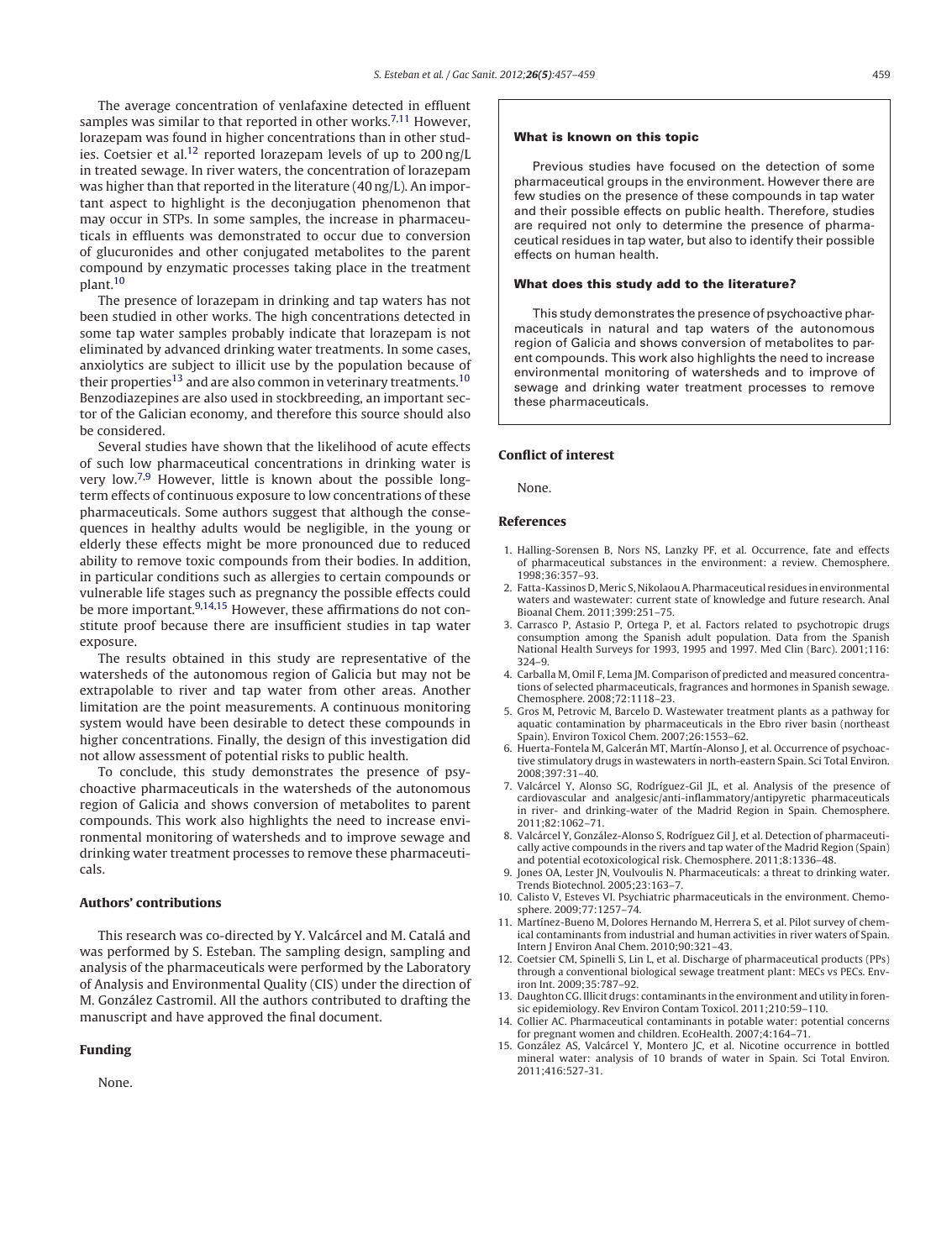The average concentration of venlafaxine detected in effluent samples was similar to that reported in other works.[7,11] However, lorazepam was found in higher concentrations than in other studies. Coetsier et al.[12] reported lorazepam levels of up to 200 ng/L in treated sewage. In river waters, the concentration of lorazepam was higher than that reported in the literature (40 ng/L). An important aspect to highlight is the deconjugation phenomenon that may occur in STPs. In some samples, the increase in pharmaceuticals in effluents was demonstrated to occur due to conversion of glucuronides and other conjugated metabolites to the parent compound by enzymatic processes taking place in the treatment plant.[10]

The presence of lorazepam in drinking and tap waters has not been studied in other works. The high concentrations detected in some tap water samples probably indicate that lorazepam is not eliminated by advanced drinking water treatments. In some cases, anxiolytics are subject to illicit use by the population because of their properties[13] and are also common in veterinary treatments.[10] Benzodiazepines are also used in stockbreeding, an important sector of the Galician economy, and therefore this source should also be considered.

Several studies have shown that the likelihood of acute effects of such low pharmaceutical concentrations in drinking water is very low.[7,9] However, little is known about the possible long-term effects of continuous exposure to low concentrations of these pharmaceuticals. Some authors suggest that although the consequences in healthy adults would be negligible, in the young or elderly these effects might be more pronounced due to reduced ability to remove toxic compounds from their bodies. In addition, in particular conditions such as allergies to certain compounds or vulnerable life stages such as pregnancy the possible effects could be more important.[9,14,15] However, these affirmations do not constitute proof because there are insufficient studies in tap water exposure.

The results obtained in this study are representative of the watersheds of the autonomous region of Galicia but may not be extrapolable to river and tap water from other areas. Another limitation are the point measurements. A continuous monitoring system would have been desirable to detect these compounds in higher concentrations. Finally, the design of this investigation did not allow assessment of potential risks to public health.

To conclude, this study demonstrates the presence of psychoactive pharmaceuticals in the watersheds of the autonomous region of Galicia and shows conversion of metabolites to parent compounds. This work also highlights the need to increase environmental monitoring of watersheds and to improve sewage and drinking water treatment processes to remove these pharmaceuticals.

## Authors' contributions

This research was co-directed by Y. Valcárcel and M. Catalá and was performed by S. Esteban. The sampling design, sampling and analysis of the pharmaceuticals were performed by the Laboratory of Analysis and Environmental Quality (CIS) under the direction of M. González Castromil. All the authors contributed to drafting the manuscript and have approved the final document.

## Funding

None.

### What is known on this topic

Previous studies have focused on the detection of some pharmaceutical groups in the environment. However there are few studies on the presence of these compounds in tap water and their possible effects on public health. Therefore, studies are required not only to determine the presence of pharmaceutical residues in tap water, but also to identify their possible effects on human health.

### What does this study add to the literature?

This study demonstrates the presence of psychoactive pharmaceuticals in natural and tap waters of the autonomous region of Galicia and shows conversion of metabolites to parent compounds. This work also highlights the need to increase environmental monitoring of watersheds and to improve of sewage and drinking water treatment processes to remove these pharmaceuticals.

## Conflict of interest

None.

## References

1. Halling-Sorensen B, Nors NS, Lanzky PF, et al. Occurrence, fate and effects of pharmaceutical substances in the environment: a review. Chemosphere. 1998;36:357–93.
2. Fatta-Kassinos D, Meric S, Nikolaou A. Pharmaceutical residues in environmental waters and wastewater: current state of knowledge and future research. Anal Bioanal Chem. 2011;399:251–75.
3. Carrasco P, Astasio P, Ortega P, et al. Factors related to psychotropic drugs consumption among the Spanish adult population. Data from the Spanish National Health Surveys for 1993, 1995 and 1997. Med Clin (Barc). 2001;116: 324–9.
4. Carballa M, Omil F, Lema JM. Comparison of predicted and measured concentrations of selected pharmaceuticals, fragrances and hormones in Spanish sewage. Chemosphere. 2008;72:1118–23.
5. Gros M, Petrovic M, Barcelo D. Wastewater treatment plants as a pathway for aquatic contamination by pharmaceuticals in the Ebro river basin (northeast Spain). Environ Toxicol Chem. 2007;26:1553–62.
6. Huerta-Fontela M, Galcerán MT, Martín-Alonso J, et al. Occurrence of psychoactive stimulatory drugs in wastewaters in north-eastern Spain. Sci Total Environ. 2008;397:31–40.
7. Valcárcel Y, Alonso SG, Rodríguez-Gil JL, et al. Analysis of the presence of cardiovascular and analgesic/anti-inflammatory/antipyretic pharmaceuticals in river- and drinking-water of the Madrid Region in Spain. Chemosphere. 2011;82:1062–71.
8. Valcárcel Y, González-Alonso S, Rodríguez Gil J, et al. Detection of pharmaceutically active compounds in the rivers and tap water of the Madrid Region (Spain) and potential ecotoxicological risk. Chemosphere. 2011;8:1336–48.
9. Jones OA, Lester JN, Voulvoulis N. Pharmaceuticals: a threat to drinking water. Trends Biotechnol. 2005;23:163–7.
10. Calisto V, Esteves VI. Psychiatric pharmaceuticals in the environment. Chemosphere. 2009;77:1257–74.
11. Martínez-Bueno M, Dolores Hernando M, Herrera S, et al. Pilot survey of chemical contaminants from industrial and human activities in river waters of Spain. Intern J Environ Anal Chem. 2010;90:321–43.
12. Coetsier CM, Spinelli S, Lin L, et al. Discharge of pharmaceutical products (PPs) through a conventional biological sewage treatment plant: MECs vs PECs. Environ Int. 2009;35:787–92.
13. Daughton CG. Illicit drugs: contaminants in the environment and utility in forensic epidemiology. Rev Environ Contam Toxicol. 2011;210:59–110.
14. Collier AC. Pharmaceutical contaminants in potable water: potential concerns for pregnant women and children. EcoHealth. 2007;4:164–71.
15. González AS, Valcárcel Y, Montero JC, et al. Nicotine occurrence in bottled mineral water: analysis of 10 brands of water in Spain. Sci Total Environ. 2011;416:527-31.